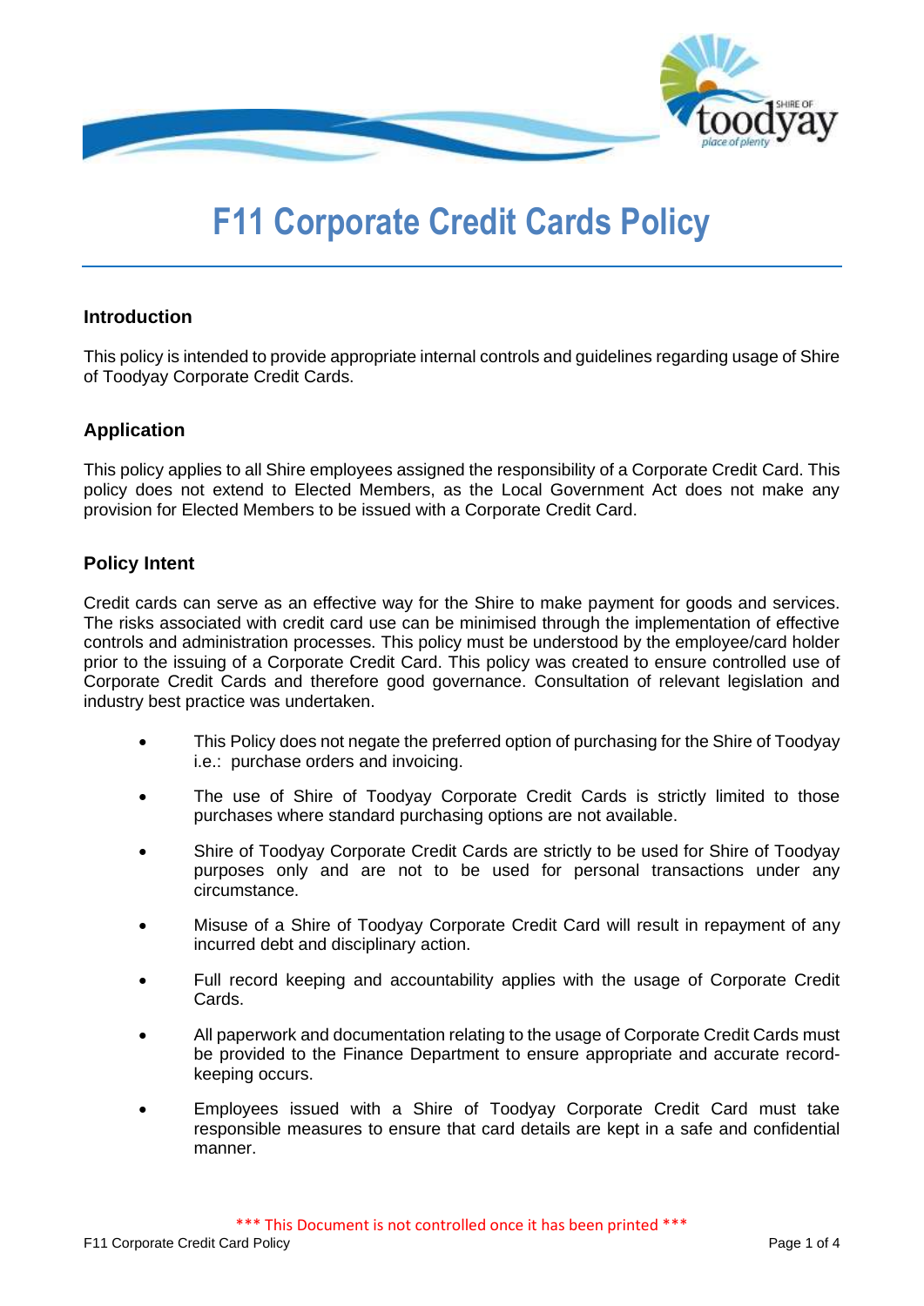# F11 Corporate Credit Cards Policy

## Introduction

This policy is intended to provide appropriate internal controls and guidelines regarding usage of Shire of Toodyay Corporate Credit Cards.

## Application

This policy applies to all Shire employees assigned the responsibility of a Corporate Credit Card. This policy does not extend to Elected Members, as the Local Government Act does not make any provision for Elected Members to be issued with a Corporate Credit Card.

## Policy Intent

Credit cards can serve as an effective way for the Shire to make payment for goods and services. The risks associated with credit card use can be minimised through the implementation of effective controls and administration processes. This policy must be understood by the employee/card holder prior to the issuing of a Corporate Credit Card. This policy was created to ensure controlled use of Corporate Credit Cards and therefore good governance. Consultation of relevant legislation and industry best practice was undertaken.

- This Policy does not negate the preferred option of purchasing for the Shire of Toodyay i.e.: purchase orders and invoicing.
- The use of Shire of Toodyay Corporate Credit Cards is strictly limited to those purchases where standard purchasing options are not available.
- Shire of Toodyay Corporate Credit Cards are strictly to be used for Shire of Toodyay purposes only and are not to be used for personal transactions under any circumstance.
- Misuse of a Shire of Toodyay Corporate Credit Card will result in repayment of any incurred debt and disciplinary action.
- Full record keeping and accountability applies with the usage of Corporate Credit Cards.
- All paperwork and documentation relating to the usage of Corporate Credit Cards must be provided to the Finance Department to ensure appropriate and accurate record-keeping occurs.
- Employees issued with a Shire of Toodyay Corporate Credit Card must take responsible measures to ensure that card details are kept in a safe and confidential manner.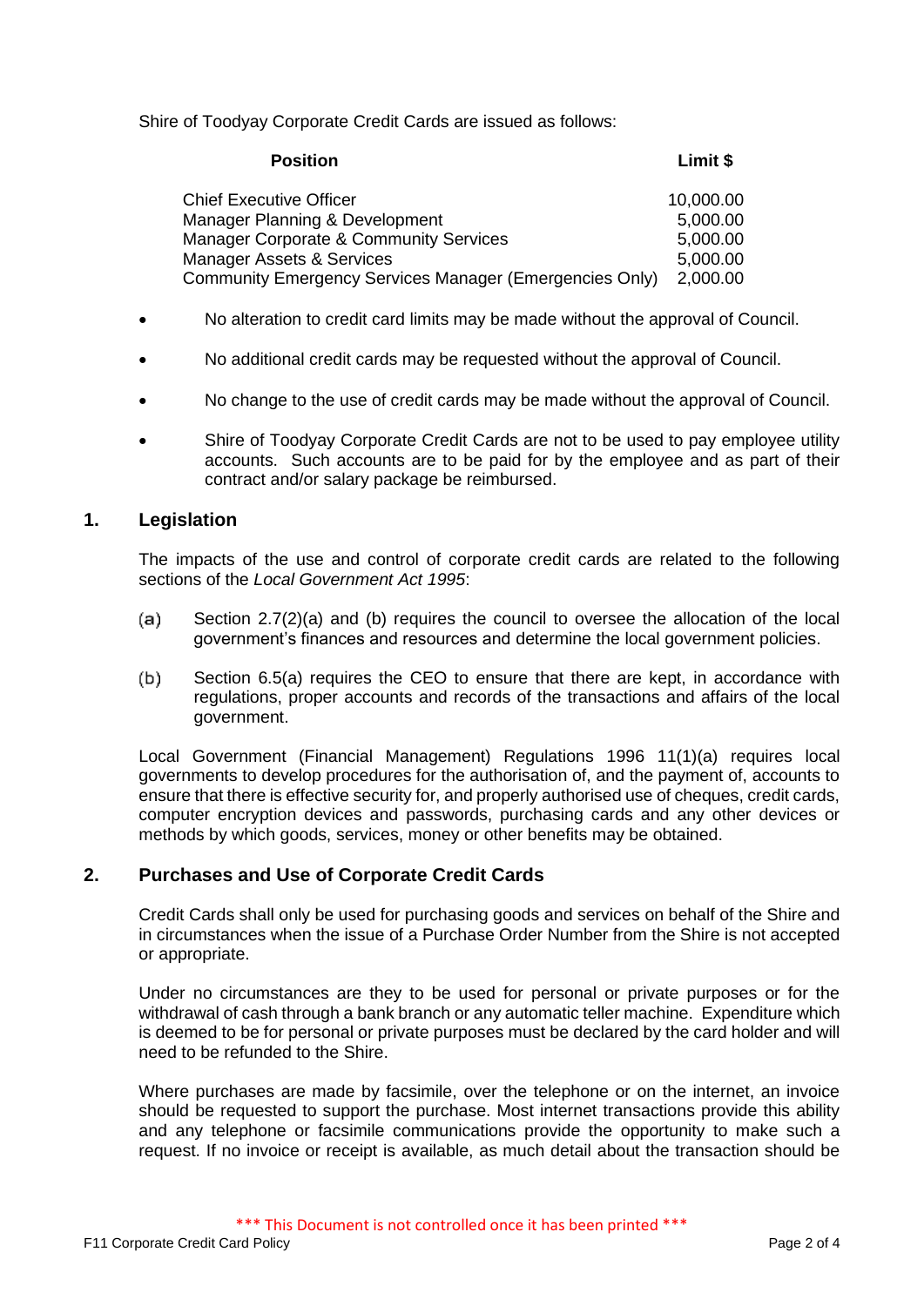Shire of Toodyay Corporate Credit Cards are issued as follows:

| Position | Limit $ |
|---|---|
| Chief Executive Officer | 10,000.00 |
| Manager Planning & Development | 5,000.00 |
| Manager Corporate & Community Services | 5,000.00 |
| Manager Assets & Services | 5,000.00 |
| Community Emergency Services Manager (Emergencies Only) | 2,000.00 |

- No alteration to credit card limits may be made without the approval of Council.
- No additional credit cards may be requested without the approval of Council.
- No change to the use of credit cards may be made without the approval of Council.
- Shire of Toodyay Corporate Credit Cards are not to be used to pay employee utility accounts. Such accounts are to be paid for by the employee and as part of their contract and/or salary package be reimbursed.

## 1. Legislation

The impacts of the use and control of corporate credit cards are related to the following sections of the *Local Government Act 1995*:

(a) Section 2.7(2)(a) and (b) requires the council to oversee the allocation of the local government's finances and resources and determine the local government policies.

(b) Section 6.5(a) requires the CEO to ensure that there are kept, in accordance with regulations, proper accounts and records of the transactions and affairs of the local government.

Local Government (Financial Management) Regulations 1996 11(1)(a) requires local governments to develop procedures for the authorisation of, and the payment of, accounts to ensure that there is effective security for, and properly authorised use of cheques, credit cards, computer encryption devices and passwords, purchasing cards and any other devices or methods by which goods, services, money or other benefits may be obtained.

## 2. Purchases and Use of Corporate Credit Cards

Credit Cards shall only be used for purchasing goods and services on behalf of the Shire and in circumstances when the issue of a Purchase Order Number from the Shire is not accepted or appropriate.

Under no circumstances are they to be used for personal or private purposes or for the withdrawal of cash through a bank branch or any automatic teller machine. Expenditure which is deemed to be for personal or private purposes must be declared by the card holder and will need to be refunded to the Shire.

Where purchases are made by facsimile, over the telephone or on the internet, an invoice should be requested to support the purchase. Most internet transactions provide this ability and any telephone or facsimile communications provide the opportunity to make such a request. If no invoice or receipt is available, as much detail about the transaction should be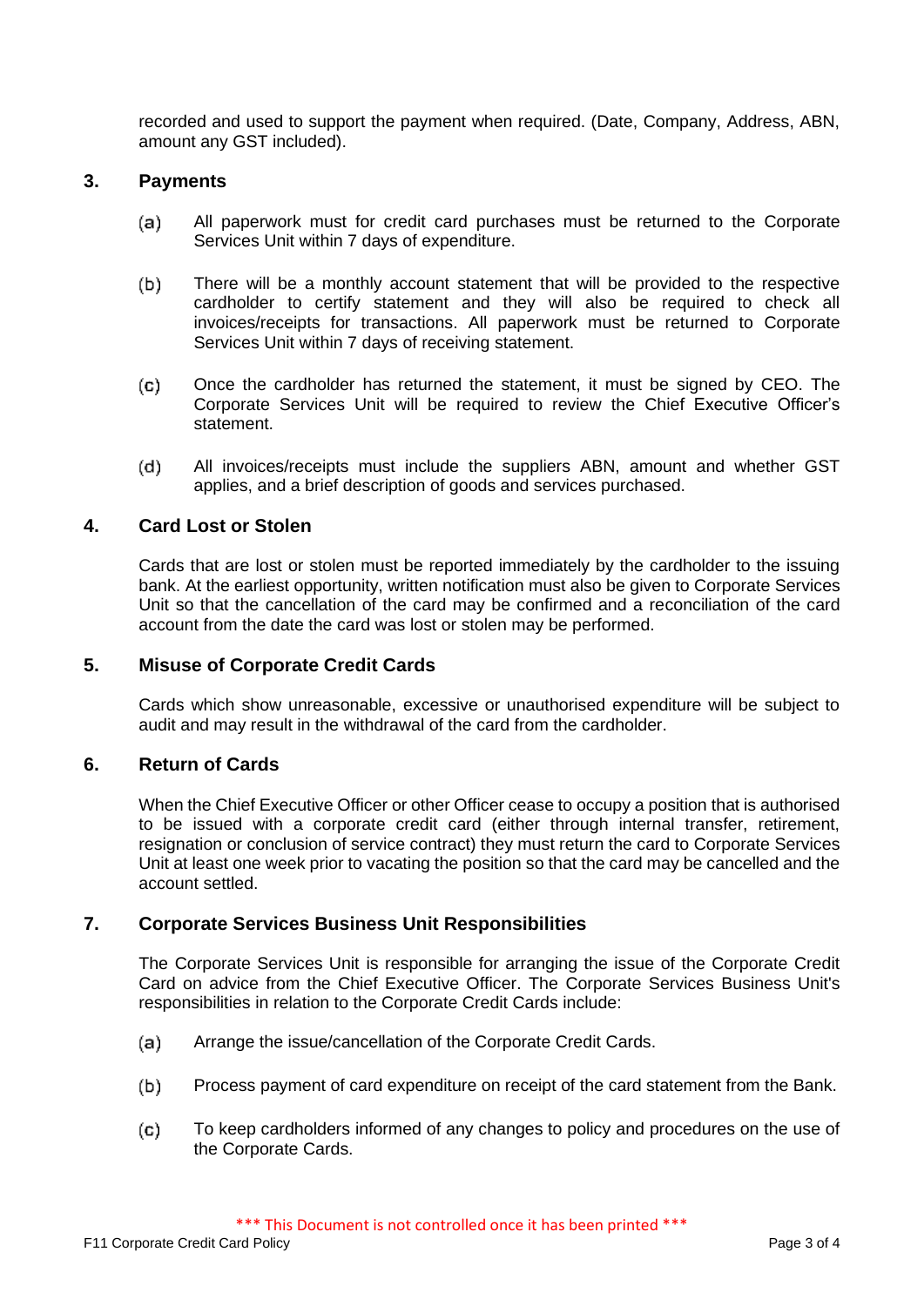recorded and used to support the payment when required. (Date, Company, Address, ABN, amount any GST included).

## 3. Payments

(a) All paperwork must for credit card purchases must be returned to the Corporate Services Unit within 7 days of expenditure.

(b) There will be a monthly account statement that will be provided to the respective cardholder to certify statement and they will also be required to check all invoices/receipts for transactions. All paperwork must be returned to Corporate Services Unit within 7 days of receiving statement.

(c) Once the cardholder has returned the statement, it must be signed by CEO. The Corporate Services Unit will be required to review the Chief Executive Officer's statement.

(d) All invoices/receipts must include the suppliers ABN, amount and whether GST applies, and a brief description of goods and services purchased.

## 4. Card Lost or Stolen

Cards that are lost or stolen must be reported immediately by the cardholder to the issuing bank. At the earliest opportunity, written notification must also be given to Corporate Services Unit so that the cancellation of the card may be confirmed and a reconciliation of the card account from the date the card was lost or stolen may be performed.

## 5. Misuse of Corporate Credit Cards

Cards which show unreasonable, excessive or unauthorised expenditure will be subject to audit and may result in the withdrawal of the card from the cardholder.

## 6. Return of Cards

When the Chief Executive Officer or other Officer cease to occupy a position that is authorised to be issued with a corporate credit card (either through internal transfer, retirement, resignation or conclusion of service contract) they must return the card to Corporate Services Unit at least one week prior to vacating the position so that the card may be cancelled and the account settled.

## 7. Corporate Services Business Unit Responsibilities

The Corporate Services Unit is responsible for arranging the issue of the Corporate Credit Card on advice from the Chief Executive Officer. The Corporate Services Business Unit's responsibilities in relation to the Corporate Credit Cards include:

(a) Arrange the issue/cancellation of the Corporate Credit Cards.

(b) Process payment of card expenditure on receipt of the card statement from the Bank.

(c) To keep cardholders informed of any changes to policy and procedures on the use of the Corporate Cards.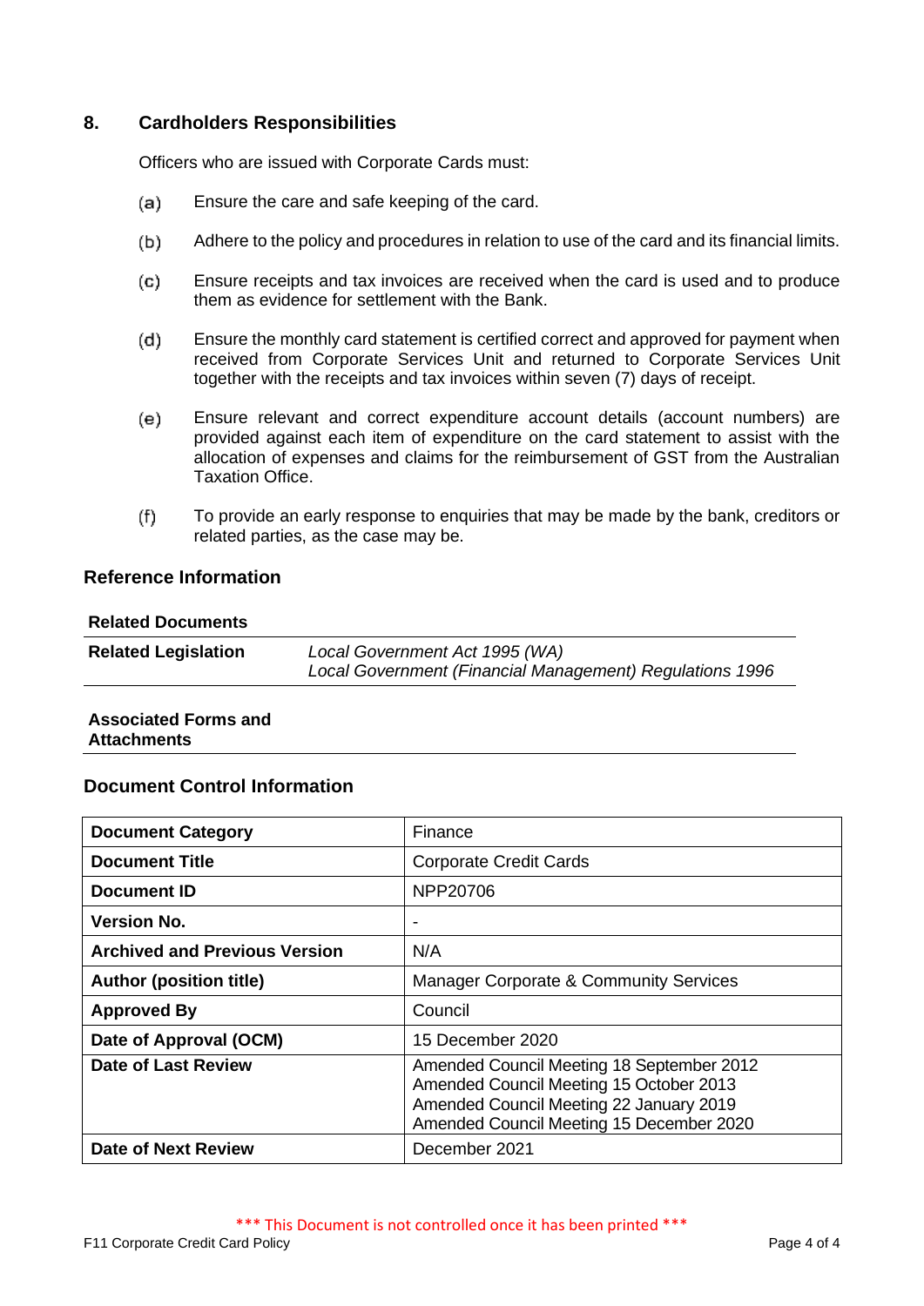## 8. Cardholders Responsibilities

Officers who are issued with Corporate Cards must:

(a) Ensure the care and safe keeping of the card.

(b) Adhere to the policy and procedures in relation to use of the card and its financial limits.

(c) Ensure receipts and tax invoices are received when the card is used and to produce them as evidence for settlement with the Bank.

(d) Ensure the monthly card statement is certified correct and approved for payment when received from Corporate Services Unit and returned to Corporate Services Unit together with the receipts and tax invoices within seven (7) days of receipt.

(e) Ensure relevant and correct expenditure account details (account numbers) are provided against each item of expenditure on the card statement to assist with the allocation of expenses and claims for the reimbursement of GST from the Australian Taxation Office.

(f) To provide an early response to enquiries that may be made by the bank, creditors or related parties, as the case may be.

## Reference Information

| | |
|---|---|
| **Related Documents** | |
| **Related Legislation** | *Local Government Act 1995 (WA)*<br>*Local Government (Financial Management) Regulations 1996* |
| **Associated Forms and Attachments** | |

## Document Control Information

| | |
|---|---|
| **Document Category** | Finance |
| **Document Title** | Corporate Credit Cards |
| **Document ID** | NPP20706 |
| **Version No.** | - |
| **Archived and Previous Version** | N/A |
| **Author (position title)** | Manager Corporate & Community Services |
| **Approved By** | Council |
| **Date of Approval (OCM)** | 15 December 2020 |
| **Date of Last Review** | Amended Council Meeting 18 September 2012<br>Amended Council Meeting 15 October 2013<br>Amended Council Meeting 22 January 2019<br>Amended Council Meeting 15 December 2020 |
| **Date of Next Review** | December 2021 |

\*\*\* This Document is not controlled once it has been printed \*\*\*